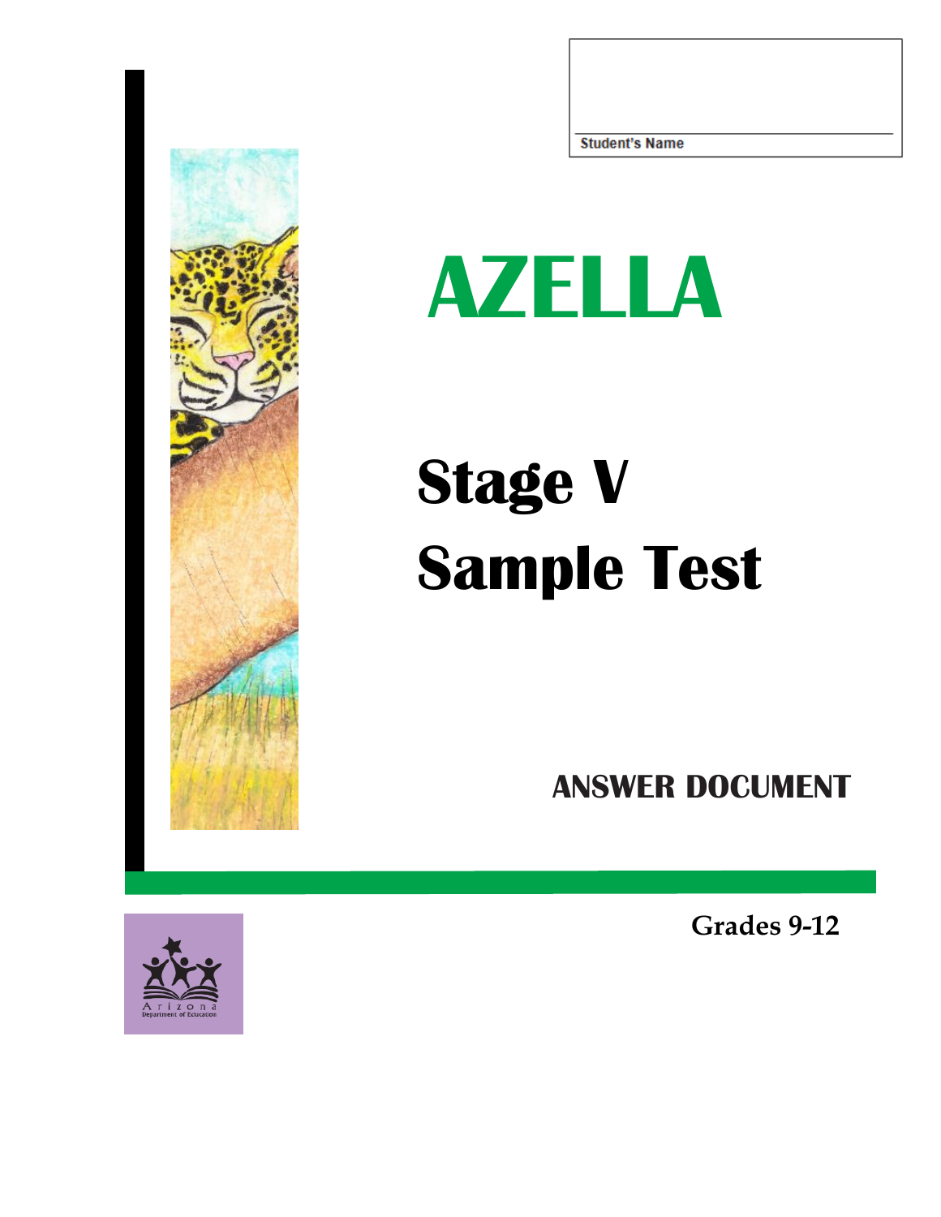Student's Name

# AZELLA

## Stage V
## Sample Test

### ANSWER DOCUMENT

**Grades 9-12**

Arizona Department of Education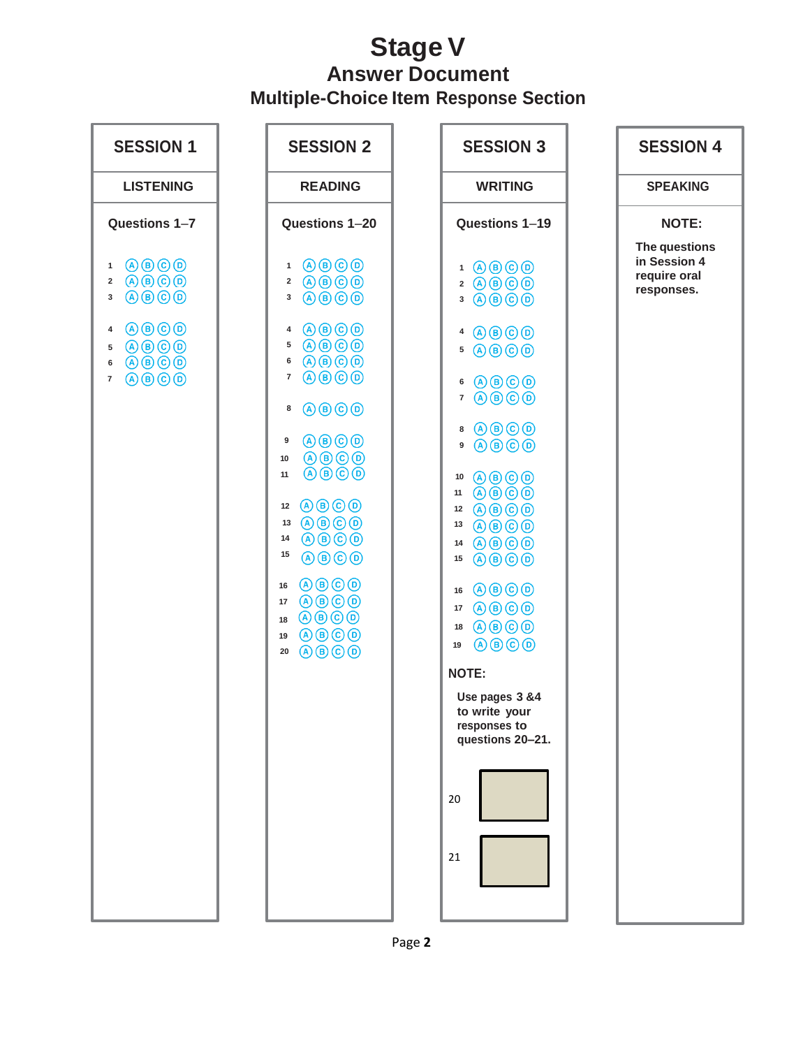# Stage V

## Answer Document

### Multiple-Choice Item Response Section

| SESSION 1 | SESSION 2 | SESSION 3 | SESSION 4 |
|---|---|---|---|
| LISTENING | READING | WRITING | SPEAKING |
| Questions 1–7 | Questions 1–20 | Questions 1–19 | NOTE: |

**SESSION 1 — LISTENING**

Questions 1–7

1 Ⓐ Ⓑ Ⓒ Ⓓ
2 Ⓐ Ⓑ Ⓒ Ⓓ
3 Ⓐ Ⓑ Ⓒ Ⓓ

4 Ⓐ Ⓑ Ⓒ Ⓓ
5 Ⓐ Ⓑ Ⓒ Ⓓ
6 Ⓐ Ⓑ Ⓒ Ⓓ
7 Ⓐ Ⓑ Ⓒ Ⓓ

**SESSION 2 — READING**

Questions 1–20

1 Ⓐ Ⓑ Ⓒ Ⓓ
2 Ⓐ Ⓑ Ⓒ Ⓓ
3 Ⓐ Ⓑ Ⓒ Ⓓ

4 Ⓐ Ⓑ Ⓒ Ⓓ
5 Ⓐ Ⓑ Ⓒ Ⓓ
6 Ⓐ Ⓑ Ⓒ Ⓓ
7 Ⓐ Ⓑ Ⓒ Ⓓ

8 Ⓐ Ⓑ Ⓒ Ⓓ

9 Ⓐ Ⓑ Ⓒ Ⓓ
10 Ⓐ Ⓑ Ⓒ Ⓓ
11 Ⓐ Ⓑ Ⓒ Ⓓ

12 Ⓐ Ⓑ Ⓒ Ⓓ
13 Ⓐ Ⓑ Ⓒ Ⓓ
14 Ⓐ Ⓑ Ⓒ Ⓓ
15 Ⓐ Ⓑ Ⓒ Ⓓ

16 Ⓐ Ⓑ Ⓒ Ⓓ
17 Ⓐ Ⓑ Ⓒ Ⓓ
18 Ⓐ Ⓑ Ⓒ Ⓓ
19 Ⓐ Ⓑ Ⓒ Ⓓ
20 Ⓐ Ⓑ Ⓒ Ⓓ

**SESSION 3 — WRITING**

Questions 1–19

1 Ⓐ Ⓑ Ⓒ Ⓓ
2 Ⓐ Ⓑ Ⓒ Ⓓ
3 Ⓐ Ⓑ Ⓒ Ⓓ

4 Ⓐ Ⓑ Ⓒ Ⓓ
5 Ⓐ Ⓑ Ⓒ Ⓓ

6 Ⓐ Ⓑ Ⓒ Ⓓ
7 Ⓐ Ⓑ Ⓒ Ⓓ

8 Ⓐ Ⓑ Ⓒ Ⓓ
9 Ⓐ Ⓑ Ⓒ Ⓓ

10 Ⓐ Ⓑ Ⓒ Ⓓ
11 Ⓐ Ⓑ Ⓒ Ⓓ
12 Ⓐ Ⓑ Ⓒ Ⓓ
13 Ⓐ Ⓑ Ⓒ Ⓓ
14 Ⓐ Ⓑ Ⓒ Ⓓ
15 Ⓐ Ⓑ Ⓒ Ⓓ

16 Ⓐ Ⓑ Ⓒ Ⓓ
17 Ⓐ Ⓑ Ⓒ Ⓓ
18 Ⓐ Ⓑ Ⓒ Ⓓ
19 Ⓐ Ⓑ Ⓒ Ⓓ

**NOTE:**

**Use pages 3 &4 to write your responses to questions 20–21.**

20 ☐

21 ☐

**SESSION 4 — SPEAKING**

**NOTE:**

**The questions in Session 4 require oral responses.**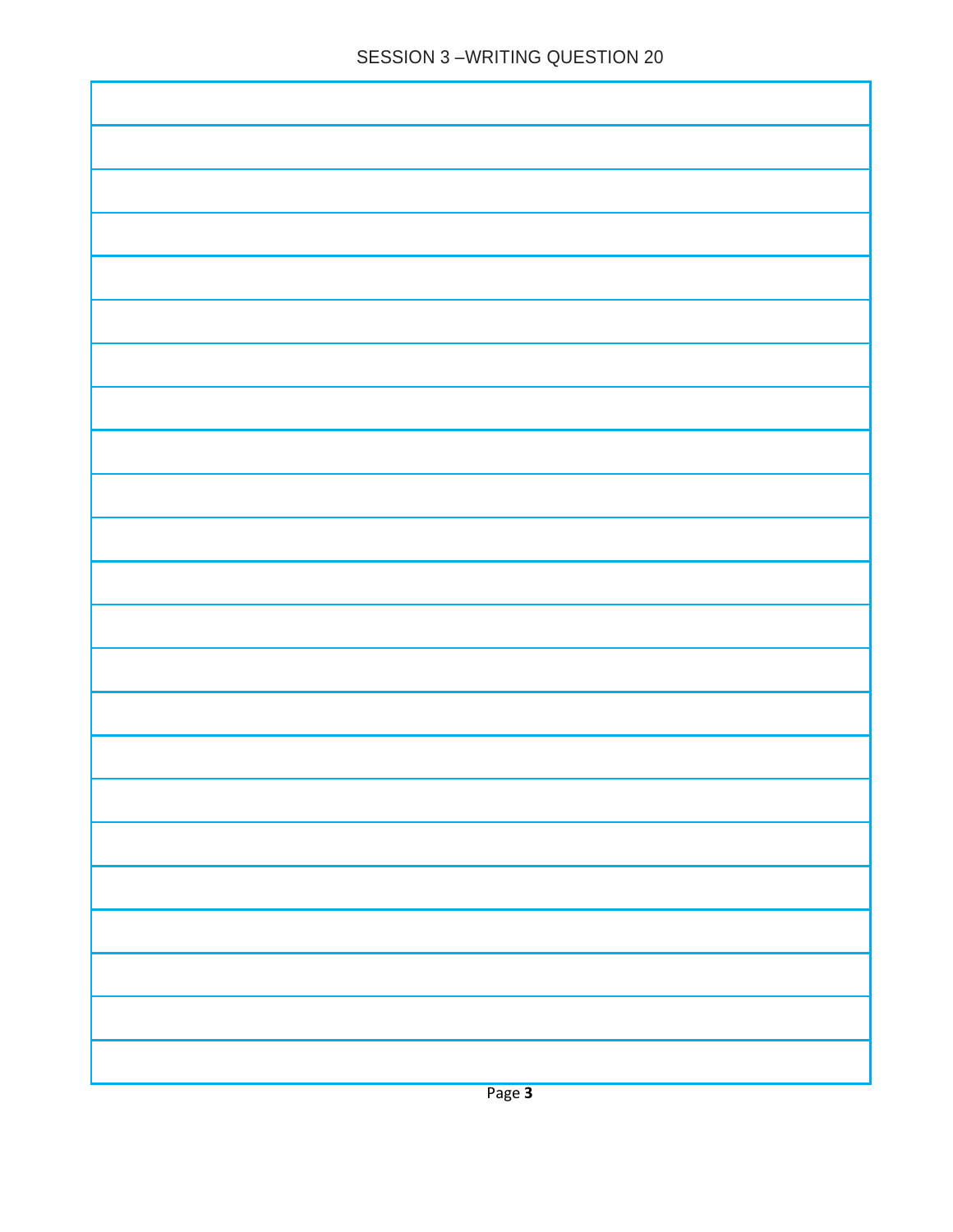SESSION 3 –WRITING QUESTION 20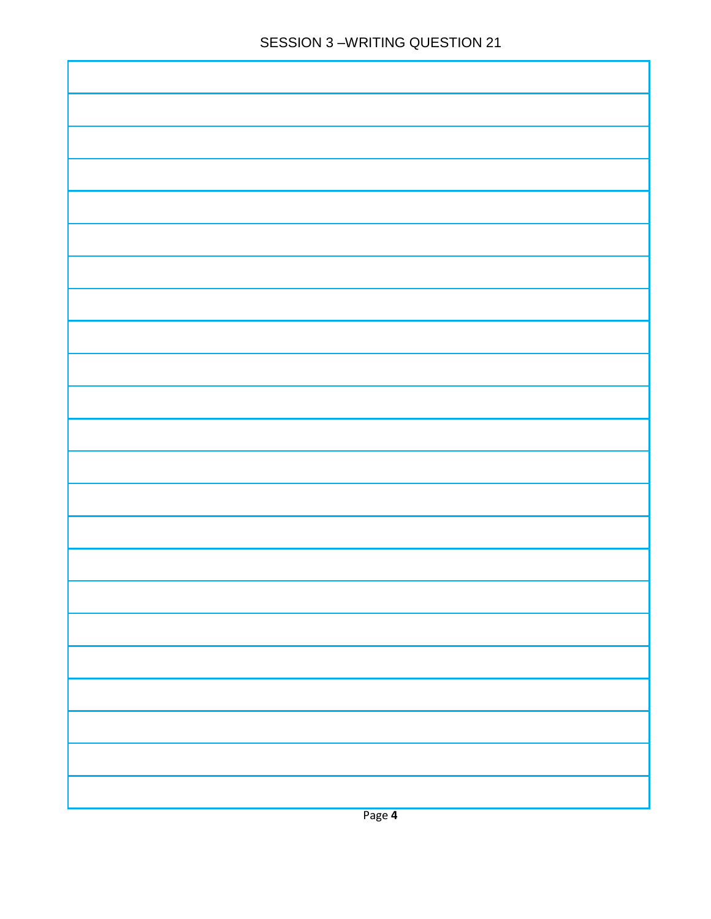SESSION 3 –WRITING QUESTION 21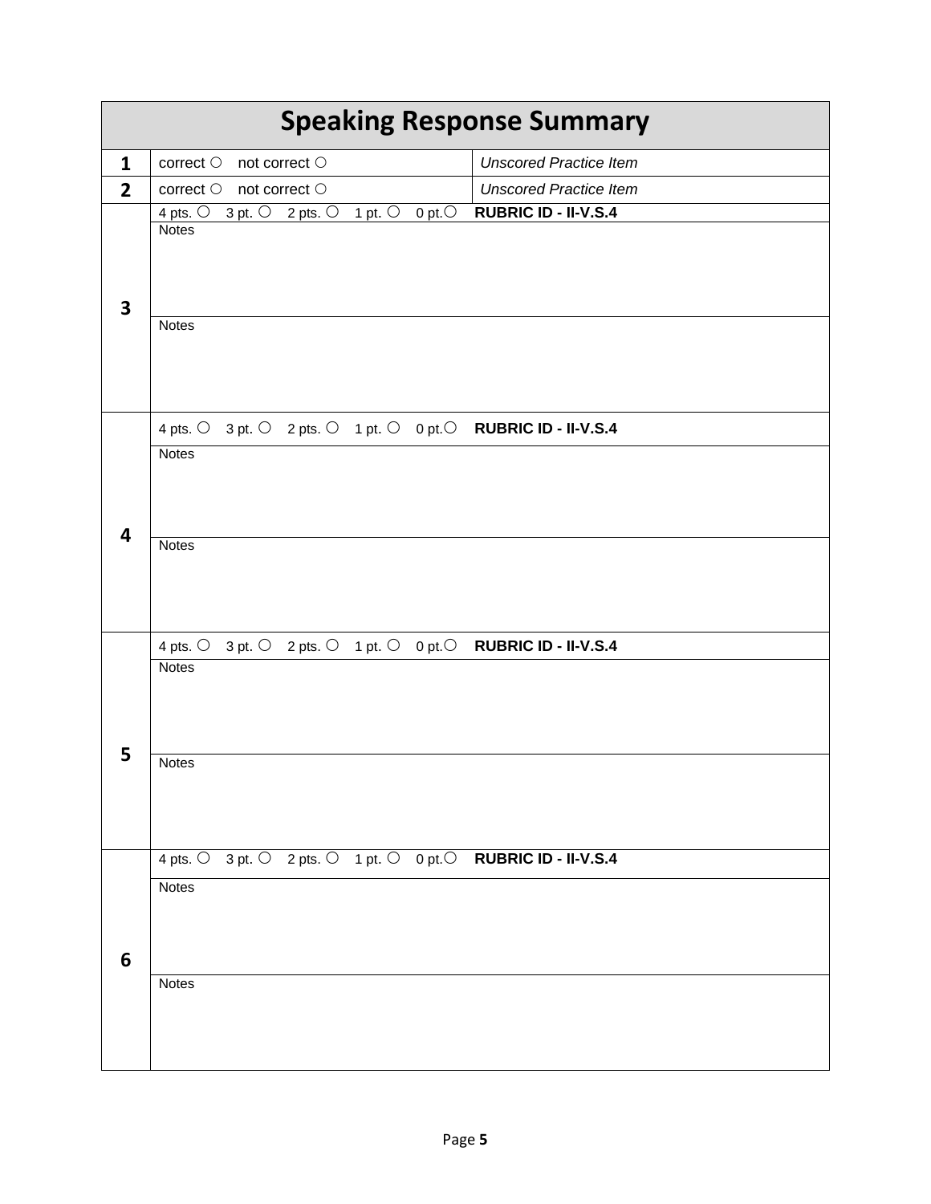# Speaking Response Summary

| | | |
|---|---|---|
| **1** | correct ○ not correct ○ | *Unscored Practice Item* |
| **2** | correct ○ not correct ○ | *Unscored Practice Item* |
| **3** | 4 pts. ○ 3 pt. ○ 2 pts. ○ 1 pt. ○ 0 pt.○ | **RUBRIC ID - II-V.S.4** |
| | Notes | |
| | Notes | |
| **4** | 4 pts. ○ 3 pt. ○ 2 pts. ○ 1 pt. ○ 0 pt.○ | **RUBRIC ID - II-V.S.4** |
| | Notes | |
| | Notes | |
| **5** | 4 pts. ○ 3 pt. ○ 2 pts. ○ 1 pt. ○ 0 pt.○ | **RUBRIC ID - II-V.S.4** |
| | Notes | |
| | Notes | |
| **6** | 4 pts. ○ 3 pt. ○ 2 pts. ○ 1 pt. ○ 0 pt.○ | **RUBRIC ID - II-V.S.4** |
| | Notes | |
| | Notes | |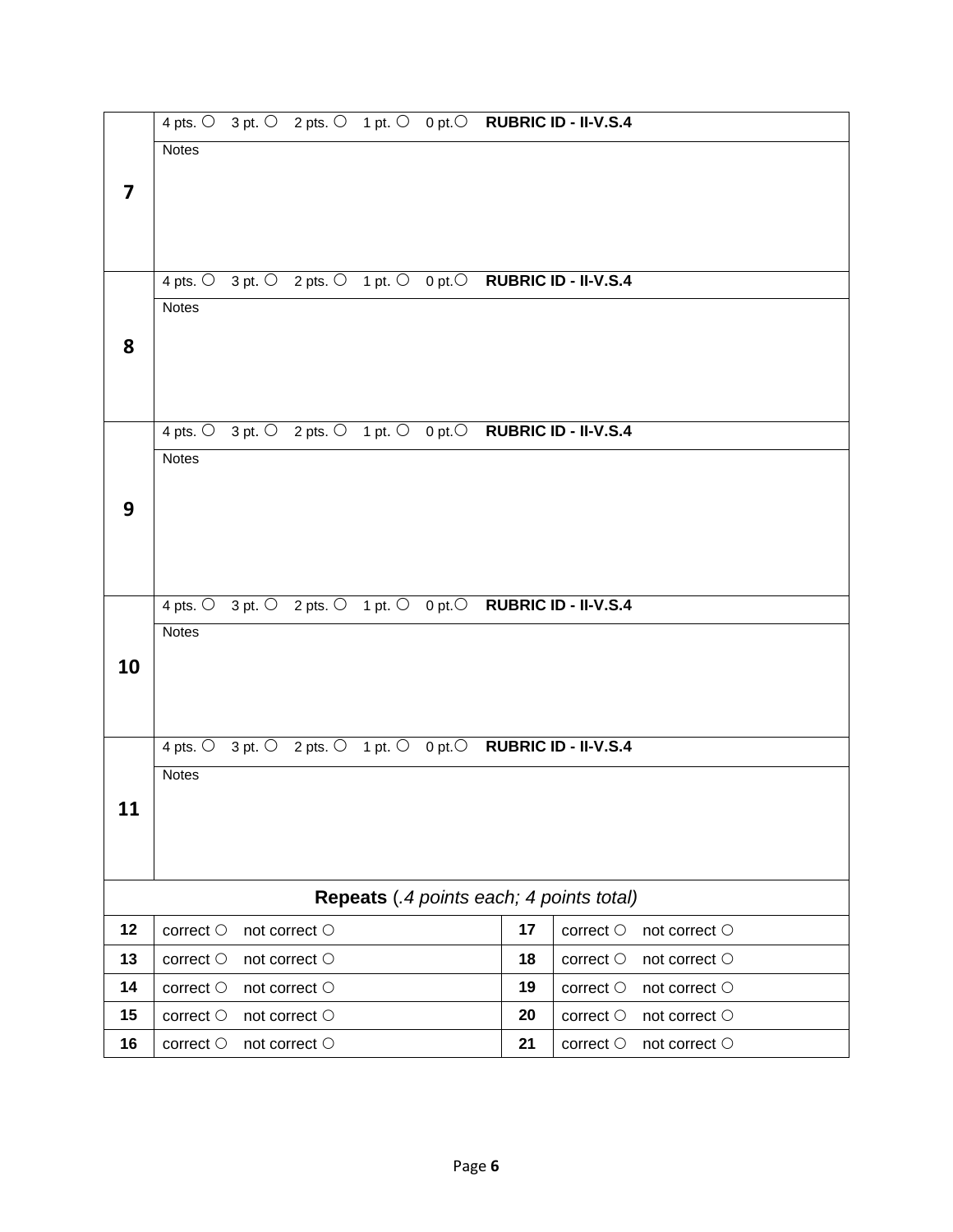| | |
|---|---|
| **7** | 4 pts. ○ 3 pt. ○ 2 pts. ○ 1 pt. ○ 0 pt.○ **RUBRIC ID - II-V.S.4** |
| | Notes |
| **8** | 4 pts. ○ 3 pt. ○ 2 pts. ○ 1 pt. ○ 0 pt.○ **RUBRIC ID - II-V.S.4** |
| | Notes |
| **9** | 4 pts. ○ 3 pt. ○ 2 pts. ○ 1 pt. ○ 0 pt.○ **RUBRIC ID - II-V.S.4** |
| | Notes |
| **10** | 4 pts. ○ 3 pt. ○ 2 pts. ○ 1 pt. ○ 0 pt.○ **RUBRIC ID - II-V.S.4** |
| | Notes |
| **11** | 4 pts. ○ 3 pt. ○ 2 pts. ○ 1 pt. ○ 0 pt.○ **RUBRIC ID - II-V.S.4** |
| | Notes |

**Repeats** (*.4 points each; 4 points total)*

| | | | |
|---|---|---|---|
| **12** | correct ○ not correct ○ | **17** | correct ○ not correct ○ |
| **13** | correct ○ not correct ○ | **18** | correct ○ not correct ○ |
| **14** | correct ○ not correct ○ | **19** | correct ○ not correct ○ |
| **15** | correct ○ not correct ○ | **20** | correct ○ not correct ○ |
| **16** | correct ○ not correct ○ | **21** | correct ○ not correct ○ |